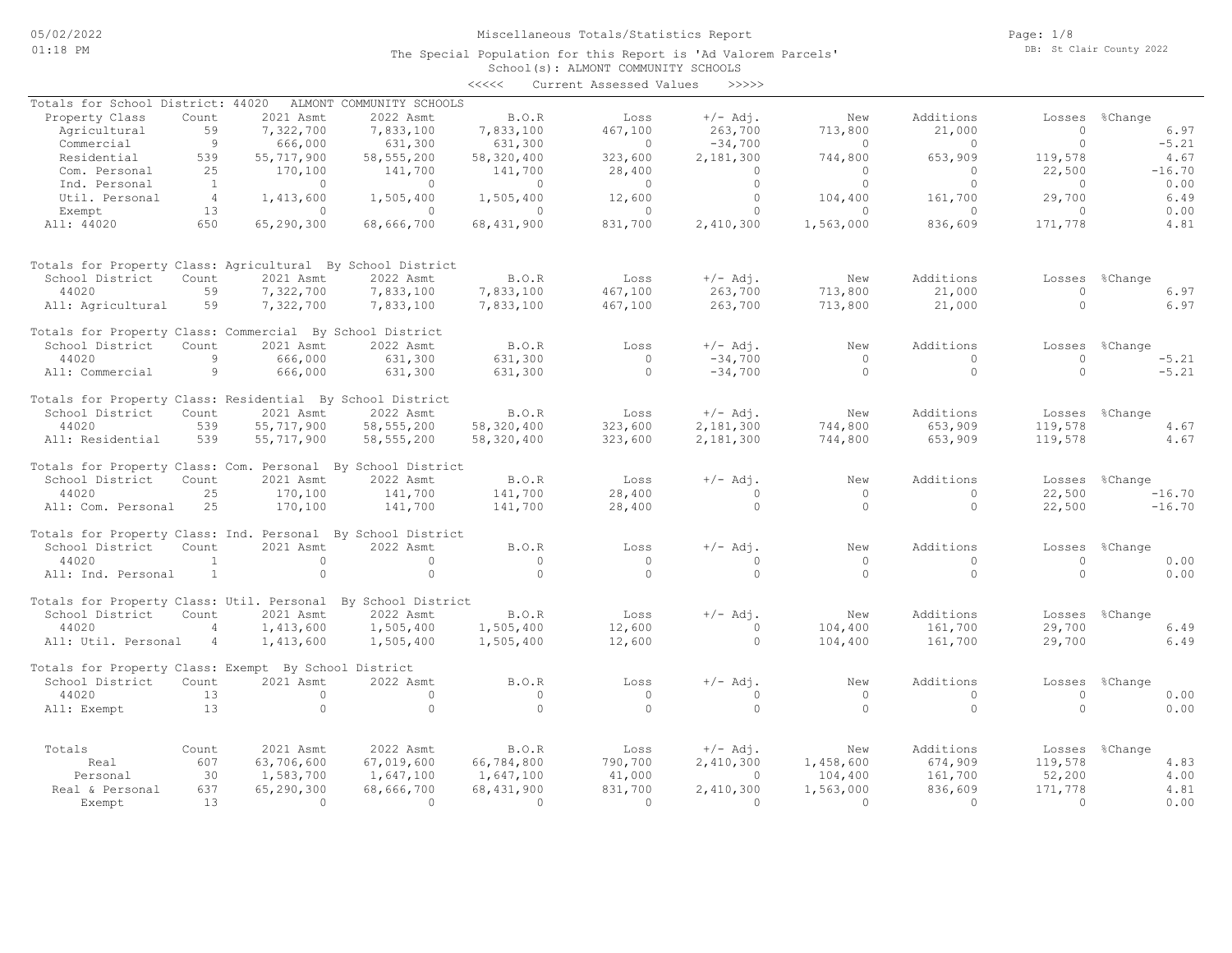# Miscellaneous Totals/Statistics Report

05/02/2022
01:18 PM

The Special Population for this Report is 'Ad Valorem Parcels'
School(s): ALMONT COMMUNITY SCHOOLS

DB: St Clair County 2022

<<<<< Current Assessed Values >>>>>

## Totals for School District: 44020 ALMONT COMMUNITY SCHOOLS

| Property Class | Count | 2021 Asmt | 2022 Asmt | B.O.R | Loss | +/- Adj. | New | Additions | Losses | %Change |
|---|---|---|---|---|---|---|---|---|---|---|
| Agricultural | 59 | 7,322,700 | 7,833,100 | 7,833,100 | 467,100 | 263,700 | 713,800 | 21,000 | 0 | 6.97 |
| Commercial | 9 | 666,000 | 631,300 | 631,300 | 0 | -34,700 | 0 | 0 | 0 | -5.21 |
| Residential | 539 | 55,717,900 | 58,555,200 | 58,320,400 | 323,600 | 2,181,300 | 744,800 | 653,909 | 119,578 | 4.67 |
| Com. Personal | 25 | 170,100 | 141,700 | 141,700 | 28,400 | 0 | 0 | 0 | 22,500 | -16.70 |
| Ind. Personal | 1 | 0 | 0 | 0 | 0 | 0 | 0 | 0 | 0 | 0.00 |
| Util. Personal | 4 | 1,413,600 | 1,505,400 | 1,505,400 | 12,600 | 0 | 104,400 | 161,700 | 29,700 | 6.49 |
| Exempt | 13 | 0 | 0 | 0 | 0 | 0 | 0 | 0 | 0 | 0.00 |
| All: 44020 | 650 | 65,290,300 | 68,666,700 | 68,431,900 | 831,700 | 2,410,300 | 1,563,000 | 836,609 | 171,778 | 4.81 |

## Totals for Property Class: Agricultural By School District

| School District | Count | 2021 Asmt | 2022 Asmt | B.O.R | Loss | +/- Adj. | New | Additions | Losses | %Change |
|---|---|---|---|---|---|---|---|---|---|---|
| 44020 | 59 | 7,322,700 | 7,833,100 | 7,833,100 | 467,100 | 263,700 | 713,800 | 21,000 | 0 | 6.97 |
| All: Agricultural | 59 | 7,322,700 | 7,833,100 | 7,833,100 | 467,100 | 263,700 | 713,800 | 21,000 | 0 | 6.97 |

## Totals for Property Class: Commercial By School District

| School District | Count | 2021 Asmt | 2022 Asmt | B.O.R | Loss | +/- Adj. | New | Additions | Losses | %Change |
|---|---|---|---|---|---|---|---|---|---|---|
| 44020 | 9 | 666,000 | 631,300 | 631,300 | 0 | -34,700 | 0 | 0 | 0 | -5.21 |
| All: Commercial | 9 | 666,000 | 631,300 | 631,300 | 0 | -34,700 | 0 | 0 | 0 | -5.21 |

## Totals for Property Class: Residential By School District

| School District | Count | 2021 Asmt | 2022 Asmt | B.O.R | Loss | +/- Adj. | New | Additions | Losses | %Change |
|---|---|---|---|---|---|---|---|---|---|---|
| 44020 | 539 | 55,717,900 | 58,555,200 | 58,320,400 | 323,600 | 2,181,300 | 744,800 | 653,909 | 119,578 | 4.67 |
| All: Residential | 539 | 55,717,900 | 58,555,200 | 58,320,400 | 323,600 | 2,181,300 | 744,800 | 653,909 | 119,578 | 4.67 |

## Totals for Property Class: Com. Personal By School District

| School District | Count | 2021 Asmt | 2022 Asmt | B.O.R | Loss | +/- Adj. | New | Additions | Losses | %Change |
|---|---|---|---|---|---|---|---|---|---|---|
| 44020 | 25 | 170,100 | 141,700 | 141,700 | 28,400 | 0 | 0 | 0 | 22,500 | -16.70 |
| All: Com. Personal | 25 | 170,100 | 141,700 | 141,700 | 28,400 | 0 | 0 | 0 | 22,500 | -16.70 |

## Totals for Property Class: Ind. Personal By School District

| School District | Count | 2021 Asmt | 2022 Asmt | B.O.R | Loss | +/- Adj. | New | Additions | Losses | %Change |
|---|---|---|---|---|---|---|---|---|---|---|
| 44020 | 1 | 0 | 0 | 0 | 0 | 0 | 0 | 0 | 0 | 0.00 |
| All: Ind. Personal | 1 | 0 | 0 | 0 | 0 | 0 | 0 | 0 | 0 | 0.00 |

## Totals for Property Class: Util. Personal By School District

| School District | Count | 2021 Asmt | 2022 Asmt | B.O.R | Loss | +/- Adj. | New | Additions | Losses | %Change |
|---|---|---|---|---|---|---|---|---|---|---|
| 44020 | 4 | 1,413,600 | 1,505,400 | 1,505,400 | 12,600 | 0 | 104,400 | 161,700 | 29,700 | 6.49 |
| All: Util. Personal | 4 | 1,413,600 | 1,505,400 | 1,505,400 | 12,600 | 0 | 104,400 | 161,700 | 29,700 | 6.49 |

## Totals for Property Class: Exempt By School District

| School District | Count | 2021 Asmt | 2022 Asmt | B.O.R | Loss | +/- Adj. | New | Additions | Losses | %Change |
|---|---|---|---|---|---|---|---|---|---|---|
| 44020 | 13 | 0 | 0 | 0 | 0 | 0 | 0 | 0 | 0 | 0.00 |
| All: Exempt | 13 | 0 | 0 | 0 | 0 | 0 | 0 | 0 | 0 | 0.00 |

## Totals

| Totals | Count | 2021 Asmt | 2022 Asmt | B.O.R | Loss | +/- Adj. | New | Additions | Losses | %Change |
|---|---|---|---|---|---|---|---|---|---|---|
| Real | 607 | 63,706,600 | 67,019,600 | 66,784,800 | 790,700 | 2,410,300 | 1,458,600 | 674,909 | 119,578 | 4.83 |
| Personal | 30 | 1,583,700 | 1,647,100 | 1,647,100 | 41,000 | 0 | 104,400 | 161,700 | 52,200 | 4.00 |
| Real & Personal | 637 | 65,290,300 | 68,666,700 | 68,431,900 | 831,700 | 2,410,300 | 1,563,000 | 836,609 | 171,778 | 4.81 |
| Exempt | 13 | 0 | 0 | 0 | 0 | 0 | 0 | 0 | 0 | 0.00 |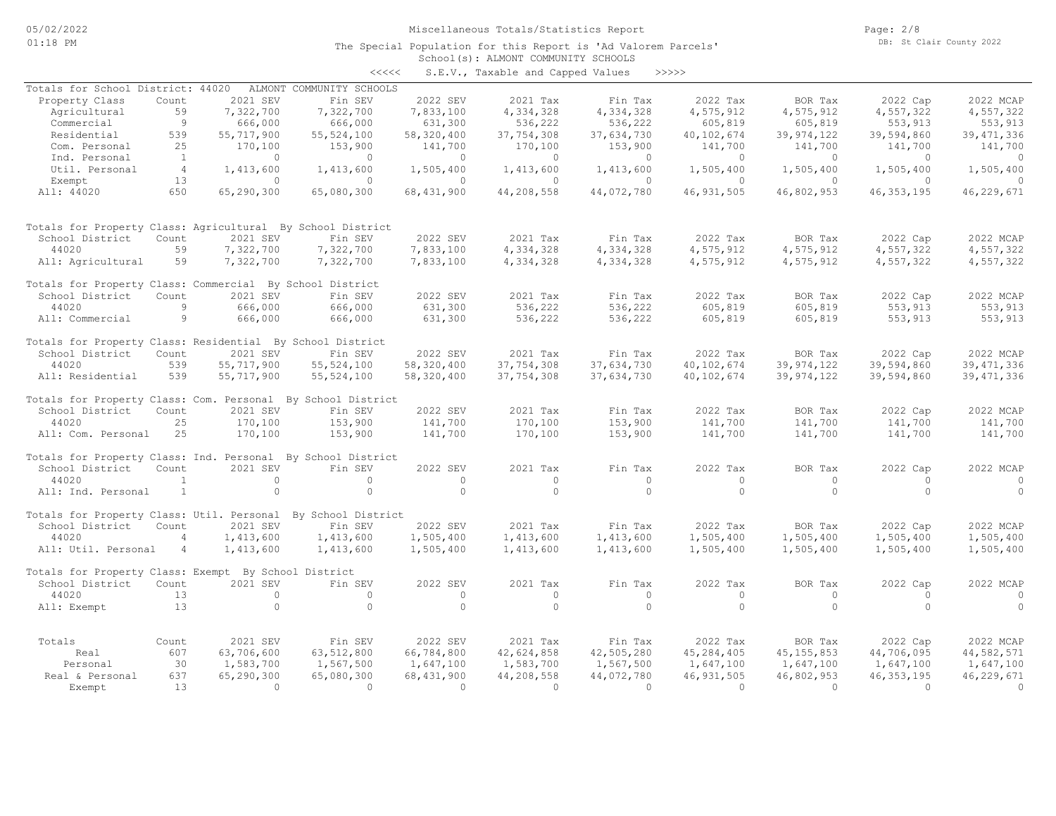Miscellaneous Totals/Statistics Report

The Special Population for this Report is 'Ad Valorem Parcels'

School(s): ALMONT COMMUNITY SCHOOLS

<<<<< S.E.V., Taxable and Capped Values >>>>>

Totals for School District: 44020 ALMONT COMMUNITY SCHOOLS

| Property Class | Count | 2021 SEV | Fin SEV | 2022 SEV | 2021 Tax | Fin Tax | 2022 Tax | BOR Tax | 2022 Cap | 2022 MCAP |
|---|---|---|---|---|---|---|---|---|---|---|
| Agricultural | 59 | 7,322,700 | 7,322,700 | 7,833,100 | 4,334,328 | 4,334,328 | 4,575,912 | 4,575,912 | 4,557,322 | 4,557,322 |
| Commercial | 9 | 666,000 | 666,000 | 631,300 | 536,222 | 536,222 | 605,819 | 605,819 | 553,913 | 553,913 |
| Residential | 539 | 55,717,900 | 55,524,100 | 58,320,400 | 37,754,308 | 37,634,730 | 40,102,674 | 39,974,122 | 39,594,860 | 39,471,336 |
| Com. Personal | 25 | 170,100 | 153,900 | 141,700 | 170,100 | 153,900 | 141,700 | 141,700 | 141,700 | 141,700 |
| Ind. Personal | 1 | 0 | 0 | 0 | 0 | 0 | 0 | 0 | 0 | 0 |
| Util. Personal | 4 | 1,413,600 | 1,413,600 | 1,505,400 | 1,413,600 | 1,413,600 | 1,505,400 | 1,505,400 | 1,505,400 | 1,505,400 |
| Exempt | 13 | 0 | 0 | 0 | 0 | 0 | 0 | 0 | 0 | 0 |
| All: 44020 | 650 | 65,290,300 | 65,080,300 | 68,431,900 | 44,208,558 | 44,072,780 | 46,931,505 | 46,802,953 | 46,353,195 | 46,229,671 |

Totals for Property Class: Agricultural By School District

| School District | Count | 2021 SEV | Fin SEV | 2022 SEV | 2021 Tax | Fin Tax | 2022 Tax | BOR Tax | 2022 Cap | 2022 MCAP |
|---|---|---|---|---|---|---|---|---|---|---|
| 44020 | 59 | 7,322,700 | 7,322,700 | 7,833,100 | 4,334,328 | 4,334,328 | 4,575,912 | 4,575,912 | 4,557,322 | 4,557,322 |
| All: Agricultural | 59 | 7,322,700 | 7,322,700 | 7,833,100 | 4,334,328 | 4,334,328 | 4,575,912 | 4,575,912 | 4,557,322 | 4,557,322 |

Totals for Property Class: Commercial By School District

| School District | Count | 2021 SEV | Fin SEV | 2022 SEV | 2021 Tax | Fin Tax | 2022 Tax | BOR Tax | 2022 Cap | 2022 MCAP |
|---|---|---|---|---|---|---|---|---|---|---|
| 44020 | 9 | 666,000 | 666,000 | 631,300 | 536,222 | 536,222 | 605,819 | 605,819 | 553,913 | 553,913 |
| All: Commercial | 9 | 666,000 | 666,000 | 631,300 | 536,222 | 536,222 | 605,819 | 605,819 | 553,913 | 553,913 |

Totals for Property Class: Residential By School District

| School District | Count | 2021 SEV | Fin SEV | 2022 SEV | 2021 Tax | Fin Tax | 2022 Tax | BOR Tax | 2022 Cap | 2022 MCAP |
|---|---|---|---|---|---|---|---|---|---|---|
| 44020 | 539 | 55,717,900 | 55,524,100 | 58,320,400 | 37,754,308 | 37,634,730 | 40,102,674 | 39,974,122 | 39,594,860 | 39,471,336 |
| All: Residential | 539 | 55,717,900 | 55,524,100 | 58,320,400 | 37,754,308 | 37,634,730 | 40,102,674 | 39,974,122 | 39,594,860 | 39,471,336 |

Totals for Property Class: Com. Personal By School District

| School District | Count | 2021 SEV | Fin SEV | 2022 SEV | 2021 Tax | Fin Tax | 2022 Tax | BOR Tax | 2022 Cap | 2022 MCAP |
|---|---|---|---|---|---|---|---|---|---|---|
| 44020 | 25 | 170,100 | 153,900 | 141,700 | 170,100 | 153,900 | 141,700 | 141,700 | 141,700 | 141,700 |
| All: Com. Personal | 25 | 170,100 | 153,900 | 141,700 | 170,100 | 153,900 | 141,700 | 141,700 | 141,700 | 141,700 |

Totals for Property Class: Ind. Personal By School District

| School District | Count | 2021 SEV | Fin SEV | 2022 SEV | 2021 Tax | Fin Tax | 2022 Tax | BOR Tax | 2022 Cap | 2022 MCAP |
|---|---|---|---|---|---|---|---|---|---|---|
| 44020 | 1 | 0 | 0 | 0 | 0 | 0 | 0 | 0 | 0 | 0 |
| All: Ind. Personal | 1 | 0 | 0 | 0 | 0 | 0 | 0 | 0 | 0 | 0 |

Totals for Property Class: Util. Personal By School District

| School District | Count | 2021 SEV | Fin SEV | 2022 SEV | 2021 Tax | Fin Tax | 2022 Tax | BOR Tax | 2022 Cap | 2022 MCAP |
|---|---|---|---|---|---|---|---|---|---|---|
| 44020 | 4 | 1,413,600 | 1,413,600 | 1,505,400 | 1,413,600 | 1,413,600 | 1,505,400 | 1,505,400 | 1,505,400 | 1,505,400 |
| All: Util. Personal | 4 | 1,413,600 | 1,413,600 | 1,505,400 | 1,413,600 | 1,413,600 | 1,505,400 | 1,505,400 | 1,505,400 | 1,505,400 |

Totals for Property Class: Exempt By School District

| School District | Count | 2021 SEV | Fin SEV | 2022 SEV | 2021 Tax | Fin Tax | 2022 Tax | BOR Tax | 2022 Cap | 2022 MCAP |
|---|---|---|---|---|---|---|---|---|---|---|
| 44020 | 13 | 0 | 0 | 0 | 0 | 0 | 0 | 0 | 0 | 0 |
| All: Exempt | 13 | 0 | 0 | 0 | 0 | 0 | 0 | 0 | 0 | 0 |

| Totals | Count | 2021 SEV | Fin SEV | 2022 SEV | 2021 Tax | Fin Tax | 2022 Tax | BOR Tax | 2022 Cap | 2022 MCAP |
|---|---|---|---|---|---|---|---|---|---|---|
| Real | 607 | 63,706,600 | 63,512,800 | 66,784,800 | 42,624,858 | 42,505,280 | 45,284,405 | 45,155,853 | 44,706,095 | 44,582,571 |
| Personal | 30 | 1,583,700 | 1,567,500 | 1,647,100 | 1,583,700 | 1,567,500 | 1,647,100 | 1,647,100 | 1,647,100 | 1,647,100 |
| Real & Personal | 637 | 65,290,300 | 65,080,300 | 68,431,900 | 44,208,558 | 44,072,780 | 46,931,505 | 46,802,953 | 46,353,195 | 46,229,671 |
| Exempt | 13 | 0 | 0 | 0 | 0 | 0 | 0 | 0 | 0 | 0 |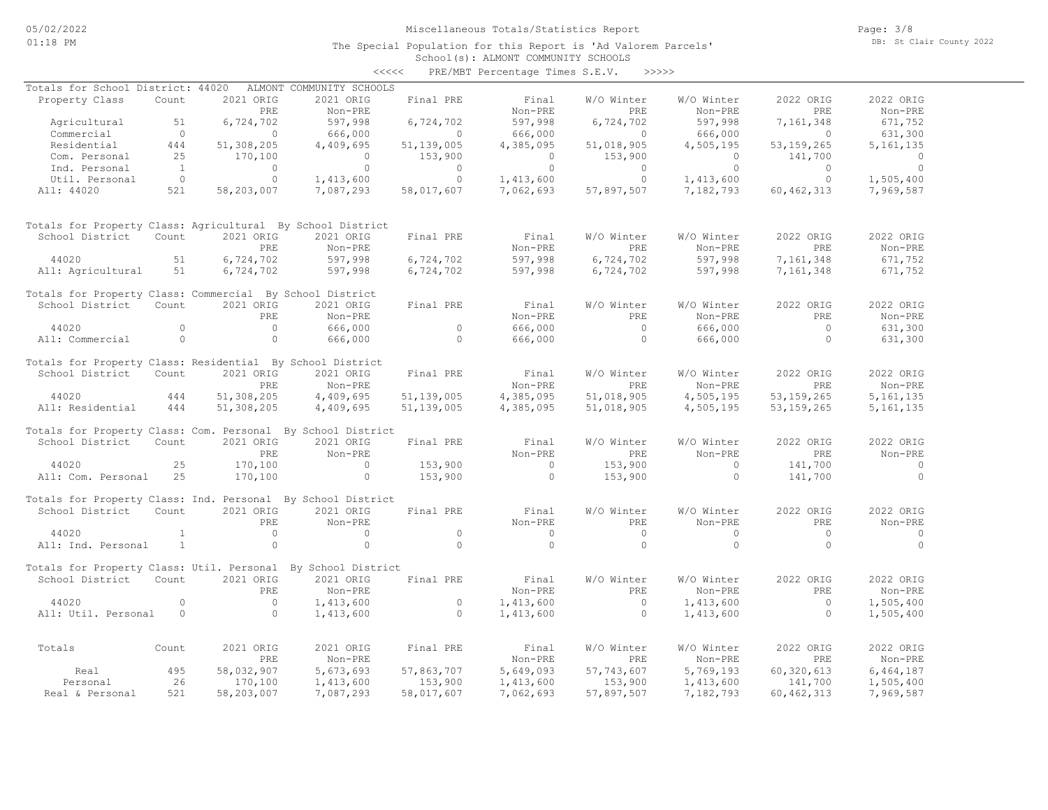Miscellaneous Totals/Statistics Report

The Special Population for this Report is 'Ad Valorem Parcels'

School(s): ALMONT COMMUNITY SCHOOLS

<<<<< PRE/MBT Percentage Times S.E.V. >>>>>

Totals for School District: 44020 ALMONT COMMUNITY SCHOOLS

| Property Class | Count | 2021 ORIG PRE | 2021 ORIG Non-PRE | Final PRE | Final Non-PRE | W/O Winter PRE | W/O Winter Non-PRE | 2022 ORIG PRE | 2022 ORIG Non-PRE |
|---|---|---|---|---|---|---|---|---|---|
| Agricultural | 51 | 6,724,702 | 597,998 | 6,724,702 | 597,998 | 6,724,702 | 597,998 | 7,161,348 | 671,752 |
| Commercial | 0 | 0 | 666,000 | 0 | 666,000 | 0 | 666,000 | 0 | 631,300 |
| Residential | 444 | 51,308,205 | 4,409,695 | 51,139,005 | 4,385,095 | 51,018,905 | 4,505,195 | 53,159,265 | 5,161,135 |
| Com. Personal | 25 | 170,100 | 0 | 153,900 | 0 | 153,900 | 0 | 141,700 | 0 |
| Ind. Personal | 1 | 0 | 0 | 0 | 0 | 0 | 0 | 0 | 0 |
| Util. Personal | 0 | 0 | 1,413,600 | 0 | 1,413,600 | 0 | 1,413,600 | 0 | 1,505,400 |
| All: 44020 | 521 | 58,203,007 | 7,087,293 | 58,017,607 | 7,062,693 | 57,897,507 | 7,182,793 | 60,462,313 | 7,969,587 |

Totals for Property Class: Agricultural By School District

| School District | Count | 2021 ORIG PRE | 2021 ORIG Non-PRE | Final PRE | Final Non-PRE | W/O Winter PRE | W/O Winter Non-PRE | 2022 ORIG PRE | 2022 ORIG Non-PRE |
|---|---|---|---|---|---|---|---|---|---|
| 44020 | 51 | 6,724,702 | 597,998 | 6,724,702 | 597,998 | 6,724,702 | 597,998 | 7,161,348 | 671,752 |
| All: Agricultural | 51 | 6,724,702 | 597,998 | 6,724,702 | 597,998 | 6,724,702 | 597,998 | 7,161,348 | 671,752 |

Totals for Property Class: Commercial By School District

| School District | Count | 2021 ORIG PRE | 2021 ORIG Non-PRE | Final PRE | Final Non-PRE | W/O Winter PRE | W/O Winter Non-PRE | 2022 ORIG PRE | 2022 ORIG Non-PRE |
|---|---|---|---|---|---|---|---|---|---|
| 44020 | 0 | 0 | 666,000 | 0 | 666,000 | 0 | 666,000 | 0 | 631,300 |
| All: Commercial | 0 | 0 | 666,000 | 0 | 666,000 | 0 | 666,000 | 0 | 631,300 |

Totals for Property Class: Residential By School District

| School District | Count | 2021 ORIG PRE | 2021 ORIG Non-PRE | Final PRE | Final Non-PRE | W/O Winter PRE | W/O Winter Non-PRE | 2022 ORIG PRE | 2022 ORIG Non-PRE |
|---|---|---|---|---|---|---|---|---|---|
| 44020 | 444 | 51,308,205 | 4,409,695 | 51,139,005 | 4,385,095 | 51,018,905 | 4,505,195 | 53,159,265 | 5,161,135 |
| All: Residential | 444 | 51,308,205 | 4,409,695 | 51,139,005 | 4,385,095 | 51,018,905 | 4,505,195 | 53,159,265 | 5,161,135 |

Totals for Property Class: Com. Personal By School District

| School District | Count | 2021 ORIG PRE | 2021 ORIG Non-PRE | Final PRE | Final Non-PRE | W/O Winter PRE | W/O Winter Non-PRE | 2022 ORIG PRE | 2022 ORIG Non-PRE |
|---|---|---|---|---|---|---|---|---|---|
| 44020 | 25 | 170,100 | 0 | 153,900 | 0 | 153,900 | 0 | 141,700 | 0 |
| All: Com. Personal | 25 | 170,100 | 0 | 153,900 | 0 | 153,900 | 0 | 141,700 | 0 |

Totals for Property Class: Ind. Personal By School District

| School District | Count | 2021 ORIG PRE | 2021 ORIG Non-PRE | Final PRE | Final Non-PRE | W/O Winter PRE | W/O Winter Non-PRE | 2022 ORIG PRE | 2022 ORIG Non-PRE |
|---|---|---|---|---|---|---|---|---|---|
| 44020 | 1 | 0 | 0 | 0 | 0 | 0 | 0 | 0 | 0 |
| All: Ind. Personal | 1 | 0 | 0 | 0 | 0 | 0 | 0 | 0 | 0 |

Totals for Property Class: Util. Personal By School District

| School District | Count | 2021 ORIG PRE | 2021 ORIG Non-PRE | Final PRE | Final Non-PRE | W/O Winter PRE | W/O Winter Non-PRE | 2022 ORIG PRE | 2022 ORIG Non-PRE |
|---|---|---|---|---|---|---|---|---|---|
| 44020 | 0 | 0 | 1,413,600 | 0 | 1,413,600 | 0 | 1,413,600 | 0 | 1,505,400 |
| All: Util. Personal | 0 | 0 | 1,413,600 | 0 | 1,413,600 | 0 | 1,413,600 | 0 | 1,505,400 |

| Totals | Count | 2021 ORIG PRE | 2021 ORIG Non-PRE | Final PRE | Final Non-PRE | W/O Winter PRE | W/O Winter Non-PRE | 2022 ORIG PRE | 2022 ORIG Non-PRE |
|---|---|---|---|---|---|---|---|---|---|
| Real | 495 | 58,032,907 | 5,673,693 | 57,863,707 | 5,649,093 | 57,743,607 | 5,769,193 | 60,320,613 | 6,464,187 |
| Personal | 26 | 170,100 | 1,413,600 | 153,900 | 1,413,600 | 153,900 | 1,413,600 | 141,700 | 1,505,400 |
| Real & Personal | 521 | 58,203,007 | 7,087,293 | 58,017,607 | 7,062,693 | 57,897,507 | 7,182,793 | 60,462,313 | 7,969,587 |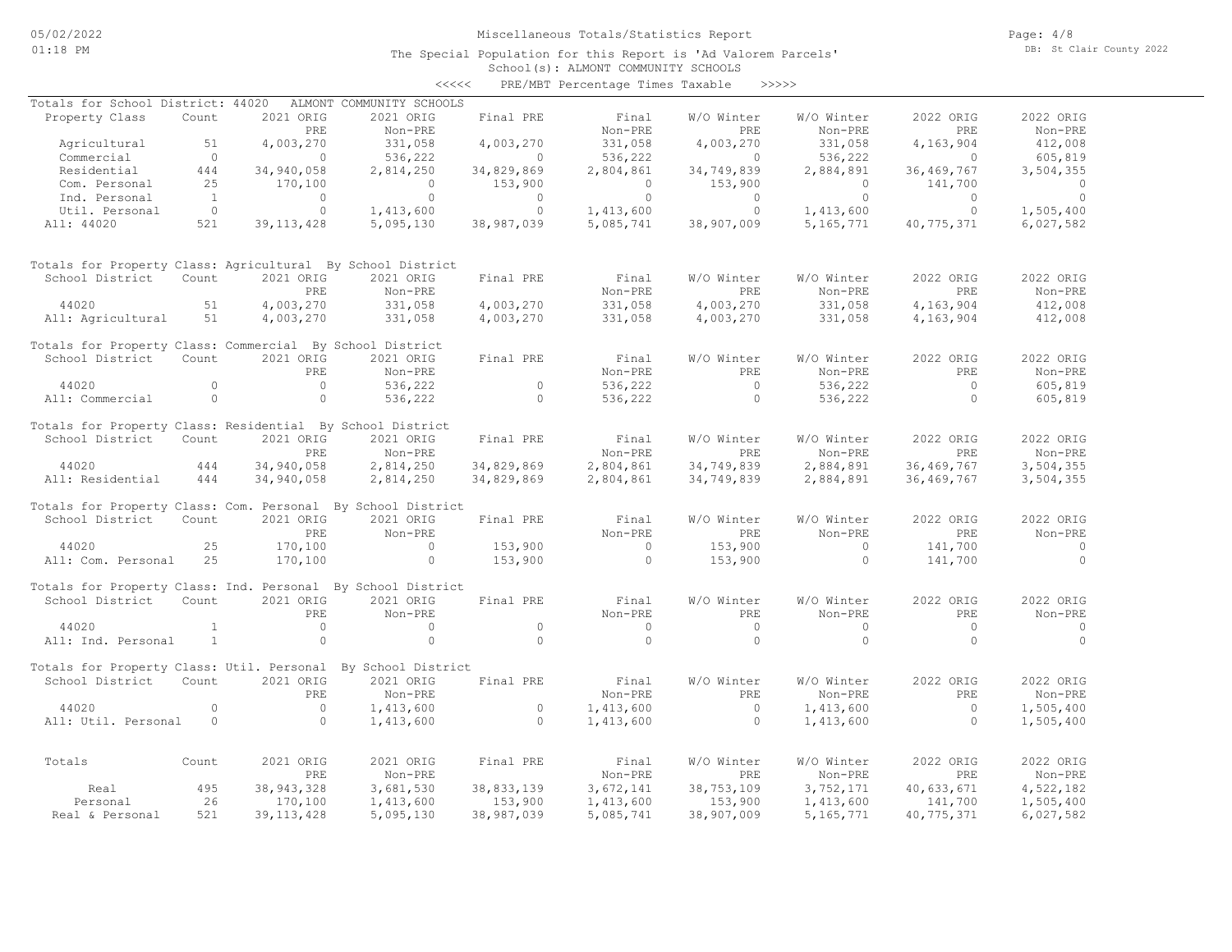Miscellaneous Totals/Statistics Report

The Special Population for this Report is 'Ad Valorem Parcels'

School(s): ALMONT COMMUNITY SCHOOLS

<<<<< PRE/MBT Percentage Times Taxable >>>>>

Totals for School District: 44020 ALMONT COMMUNITY SCHOOLS

| Property Class | Count | 2021 ORIG PRE | 2021 ORIG Non-PRE | Final PRE | Final Non-PRE | W/O Winter PRE | W/O Winter Non-PRE | 2022 ORIG PRE | 2022 ORIG Non-PRE |
|---|---|---|---|---|---|---|---|---|---|
| Agricultural | 51 | 4,003,270 | 331,058 | 4,003,270 | 331,058 | 4,003,270 | 331,058 | 4,163,904 | 412,008 |
| Commercial | 0 | 0 | 536,222 | 0 | 536,222 | 0 | 536,222 | 0 | 605,819 |
| Residential | 444 | 34,940,058 | 2,814,250 | 34,829,869 | 2,804,861 | 34,749,839 | 2,884,891 | 36,469,767 | 3,504,355 |
| Com. Personal | 25 | 170,100 | 0 | 153,900 | 0 | 153,900 | 0 | 141,700 | 0 |
| Ind. Personal | 1 | 0 | 0 | 0 | 0 | 0 | 0 | 0 | 0 |
| Util. Personal | 0 | 0 | 1,413,600 | 0 | 1,413,600 | 0 | 1,413,600 | 0 | 1,505,400 |
| All: 44020 | 521 | 39,113,428 | 5,095,130 | 38,987,039 | 5,085,741 | 38,907,009 | 5,165,771 | 40,775,371 | 6,027,582 |

Totals for Property Class: Agricultural By School District

| School District | Count | 2021 ORIG PRE | 2021 ORIG Non-PRE | Final PRE | Final Non-PRE | W/O Winter PRE | W/O Winter Non-PRE | 2022 ORIG PRE | 2022 ORIG Non-PRE |
|---|---|---|---|---|---|---|---|---|---|
| 44020 | 51 | 4,003,270 | 331,058 | 4,003,270 | 331,058 | 4,003,270 | 331,058 | 4,163,904 | 412,008 |
| All: Agricultural | 51 | 4,003,270 | 331,058 | 4,003,270 | 331,058 | 4,003,270 | 331,058 | 4,163,904 | 412,008 |

Totals for Property Class: Commercial By School District

| School District | Count | 2021 ORIG PRE | 2021 ORIG Non-PRE | Final PRE | Final Non-PRE | W/O Winter PRE | W/O Winter Non-PRE | 2022 ORIG PRE | 2022 ORIG Non-PRE |
|---|---|---|---|---|---|---|---|---|---|
| 44020 | 0 | 0 | 536,222 | 0 | 536,222 | 0 | 536,222 | 0 | 605,819 |
| All: Commercial | 0 | 0 | 536,222 | 0 | 536,222 | 0 | 536,222 | 0 | 605,819 |

Totals for Property Class: Residential By School District

| School District | Count | 2021 ORIG PRE | 2021 ORIG Non-PRE | Final PRE | Final Non-PRE | W/O Winter PRE | W/O Winter Non-PRE | 2022 ORIG PRE | 2022 ORIG Non-PRE |
|---|---|---|---|---|---|---|---|---|---|
| 44020 | 444 | 34,940,058 | 2,814,250 | 34,829,869 | 2,804,861 | 34,749,839 | 2,884,891 | 36,469,767 | 3,504,355 |
| All: Residential | 444 | 34,940,058 | 2,814,250 | 34,829,869 | 2,804,861 | 34,749,839 | 2,884,891 | 36,469,767 | 3,504,355 |

Totals for Property Class: Com. Personal By School District

| School District | Count | 2021 ORIG PRE | 2021 ORIG Non-PRE | Final PRE | Final Non-PRE | W/O Winter PRE | W/O Winter Non-PRE | 2022 ORIG PRE | 2022 ORIG Non-PRE |
|---|---|---|---|---|---|---|---|---|---|
| 44020 | 25 | 170,100 | 0 | 153,900 | 0 | 153,900 | 0 | 141,700 | 0 |
| All: Com. Personal | 25 | 170,100 | 0 | 153,900 | 0 | 153,900 | 0 | 141,700 | 0 |

Totals for Property Class: Ind. Personal By School District

| School District | Count | 2021 ORIG PRE | 2021 ORIG Non-PRE | Final PRE | Final Non-PRE | W/O Winter PRE | W/O Winter Non-PRE | 2022 ORIG PRE | 2022 ORIG Non-PRE |
|---|---|---|---|---|---|---|---|---|---|
| 44020 | 1 | 0 | 0 | 0 | 0 | 0 | 0 | 0 | 0 |
| All: Ind. Personal | 1 | 0 | 0 | 0 | 0 | 0 | 0 | 0 | 0 |

Totals for Property Class: Util. Personal By School District

| School District | Count | 2021 ORIG PRE | 2021 ORIG Non-PRE | Final PRE | Final Non-PRE | W/O Winter PRE | W/O Winter Non-PRE | 2022 ORIG PRE | 2022 ORIG Non-PRE |
|---|---|---|---|---|---|---|---|---|---|
| 44020 | 0 | 0 | 1,413,600 | 0 | 1,413,600 | 0 | 1,413,600 | 0 | 1,505,400 |
| All: Util. Personal | 0 | 0 | 1,413,600 | 0 | 1,413,600 | 0 | 1,413,600 | 0 | 1,505,400 |

| Totals | Count | 2021 ORIG PRE | 2021 ORIG Non-PRE | Final PRE | Final Non-PRE | W/O Winter PRE | W/O Winter Non-PRE | 2022 ORIG PRE | 2022 ORIG Non-PRE |
|---|---|---|---|---|---|---|---|---|---|
| Real | 495 | 38,943,328 | 3,681,530 | 38,833,139 | 3,672,141 | 38,753,109 | 3,752,171 | 40,633,671 | 4,522,182 |
| Personal | 26 | 170,100 | 1,413,600 | 153,900 | 1,413,600 | 153,900 | 1,413,600 | 141,700 | 1,505,400 |
| Real & Personal | 521 | 39,113,428 | 5,095,130 | 38,987,039 | 5,085,741 | 38,907,009 | 5,165,771 | 40,775,371 | 6,027,582 |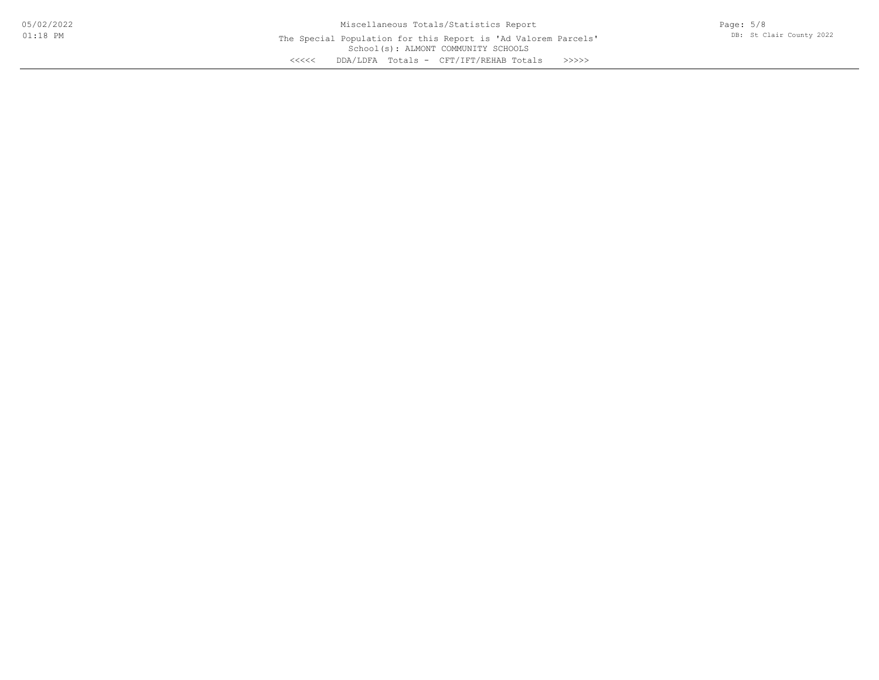# Miscellaneous Totals/Statistics Report

The Special Population for this Report is 'Ad Valorem Parcels'

School(s): ALMONT COMMUNITY SCHOOLS

<<<<< DDA/LDFA Totals - CFT/IFT/REHAB Totals >>>>>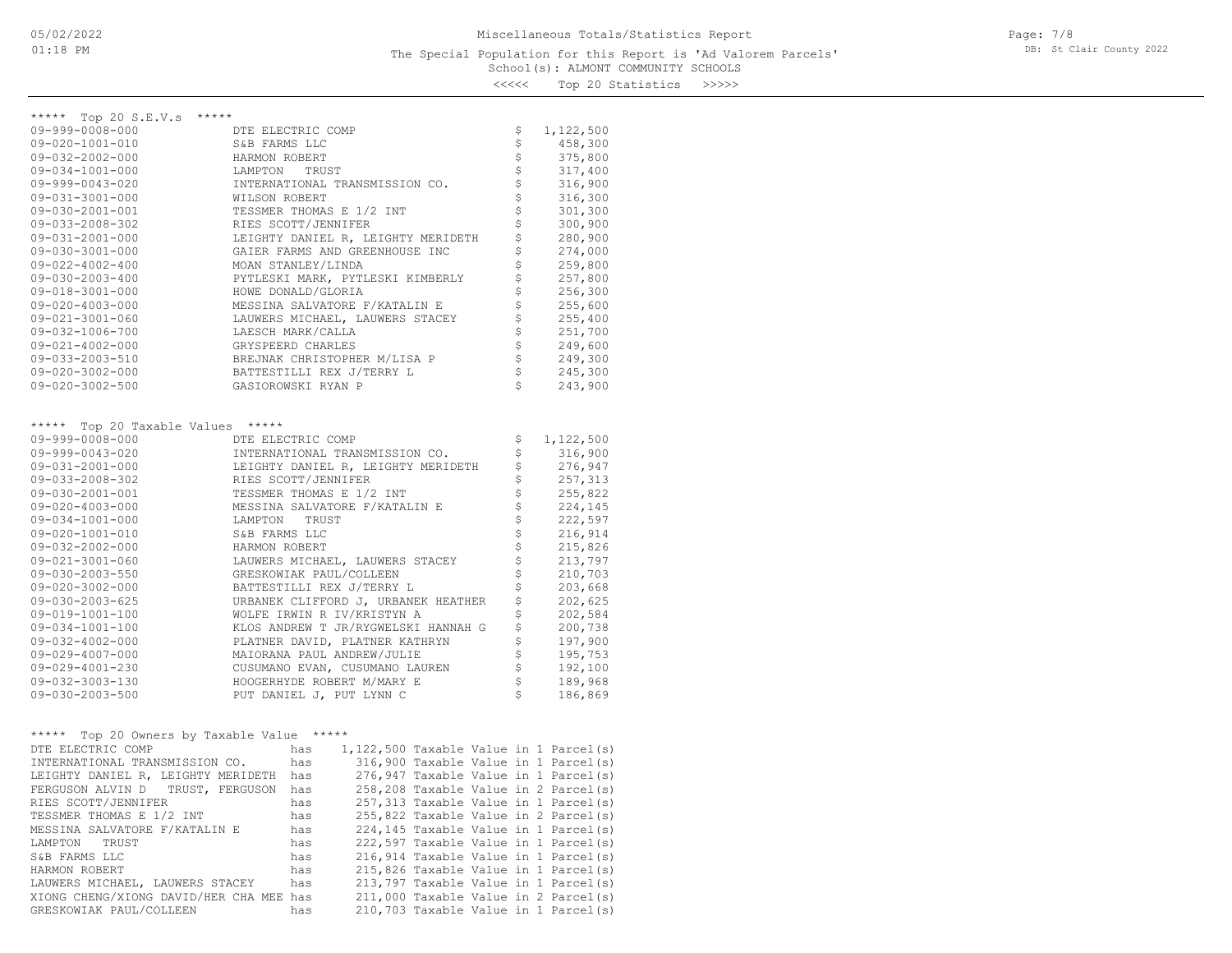# Miscellaneous Totals/Statistics Report

The Special Population for this Report is 'Ad Valorem Parcels'

School(s): ALMONT COMMUNITY SCHOOLS

<<<<< Top 20 Statistics >>>>>

## ***** Top 20 S.E.V.s *****

| Parcel | Owner | Amount |
|---|---|---|
| 09-999-0008-000 | DTE ELECTRIC COMP | $ 1,122,500 |
| 09-020-1001-010 | S&B FARMS LLC | $ 458,300 |
| 09-032-2002-000 | HARMON ROBERT | $ 375,800 |
| 09-034-1001-000 | LAMPTON TRUST | $ 317,400 |
| 09-999-0043-020 | INTERNATIONAL TRANSMISSION CO. | $ 316,900 |
| 09-031-3001-000 | WILSON ROBERT | $ 316,300 |
| 09-030-2001-001 | TESSMER THOMAS E 1/2 INT | $ 301,300 |
| 09-033-2008-302 | RIES SCOTT/JENNIFER | $ 300,900 |
| 09-031-2001-000 | LEIGHTY DANIEL R, LEIGHTY MERIDETH | $ 280,900 |
| 09-030-3001-000 | GAIER FARMS AND GREENHOUSE INC | $ 274,000 |
| 09-022-4002-400 | MOAN STANLEY/LINDA | $ 259,800 |
| 09-030-2003-400 | PYTLESKI MARK, PYTLESKI KIMBERLY | $ 257,800 |
| 09-018-3001-000 | HOWE DONALD/GLORIA | $ 256,300 |
| 09-020-4003-000 | MESSINA SALVATORE F/KATALIN E | $ 255,600 |
| 09-021-3001-060 | LAUWERS MICHAEL, LAUWERS STACEY | $ 255,400 |
| 09-032-1006-700 | LAESCH MARK/CALLA | $ 251,700 |
| 09-021-4002-000 | GRYSPEERD CHARLES | $ 249,600 |
| 09-033-2003-510 | BREJNAK CHRISTOPHER M/LISA P | $ 249,300 |
| 09-020-3002-000 | BATTESTILLI REX J/TERRY L | $ 245,300 |
| 09-020-3002-500 | GASIOROWSKI RYAN P | $ 243,900 |

## ***** Top 20 Taxable Values *****

| Parcel | Owner | Amount |
|---|---|---|
| 09-999-0008-000 | DTE ELECTRIC COMP | $ 1,122,500 |
| 09-999-0043-020 | INTERNATIONAL TRANSMISSION CO. | $ 316,900 |
| 09-031-2001-000 | LEIGHTY DANIEL R, LEIGHTY MERIDETH | $ 276,947 |
| 09-033-2008-302 | RIES SCOTT/JENNIFER | $ 257,313 |
| 09-030-2001-001 | TESSMER THOMAS E 1/2 INT | $ 255,822 |
| 09-020-4003-000 | MESSINA SALVATORE F/KATALIN E | $ 224,145 |
| 09-034-1001-000 | LAMPTON TRUST | $ 222,597 |
| 09-020-1001-010 | S&B FARMS LLC | $ 216,914 |
| 09-032-2002-000 | HARMON ROBERT | $ 215,826 |
| 09-021-3001-060 | LAUWERS MICHAEL, LAUWERS STACEY | $ 213,797 |
| 09-030-2003-550 | GRESKOWIAK PAUL/COLLEEN | $ 210,703 |
| 09-020-3002-000 | BATTESTILLI REX J/TERRY L | $ 203,668 |
| 09-030-2003-625 | URBANEK CLIFFORD J, URBANEK HEATHER | $ 202,625 |
| 09-019-1001-100 | WOLFE IRWIN R IV/KRISTYN A | $ 202,584 |
| 09-034-1001-100 | KLOS ANDREW T JR/RYGWELSKI HANNAH G | $ 200,738 |
| 09-032-4002-000 | PLATNER DAVID, PLATNER KATHRYN | $ 197,900 |
| 09-029-4007-000 | MAIORANA PAUL ANDREW/JULIE | $ 195,753 |
| 09-029-4001-230 | CUSUMANO EVAN, CUSUMANO LAUREN | $ 192,100 |
| 09-032-3003-130 | HOOGERHYDE ROBERT M/MARY E | $ 189,968 |
| 09-030-2003-500 | PUT DANIEL J, PUT LYNN C | $ 186,869 |

## ***** Top 20 Owners by Taxable Value *****

```
DTE ELECTRIC COMP                       has   1,122,500 Taxable Value in 1 Parcel(s)
INTERNATIONAL TRANSMISSION CO.          has     316,900 Taxable Value in 1 Parcel(s)
LEIGHTY DANIEL R, LEIGHTY MERIDETH      has     276,947 Taxable Value in 1 Parcel(s)
FERGUSON ALVIN D   TRUST, FERGUSON      has     258,208 Taxable Value in 2 Parcel(s)
RIES SCOTT/JENNIFER                     has     257,313 Taxable Value in 1 Parcel(s)
TESSMER THOMAS E 1/2 INT                has     255,822 Taxable Value in 2 Parcel(s)
MESSINA SALVATORE F/KATALIN E           has     224,145 Taxable Value in 1 Parcel(s)
LAMPTON   TRUST                         has     222,597 Taxable Value in 1 Parcel(s)
S&B FARMS LLC                           has     216,914 Taxable Value in 1 Parcel(s)
HARMON ROBERT                           has     215,826 Taxable Value in 1 Parcel(s)
LAUWERS MICHAEL, LAUWERS STACEY         has     213,797 Taxable Value in 1 Parcel(s)
XIONG CHENG/XIONG DAVID/HER CHA MEE     has     211,000 Taxable Value in 2 Parcel(s)
GRESKOWIAK PAUL/COLLEEN                 has     210,703 Taxable Value in 1 Parcel(s)
```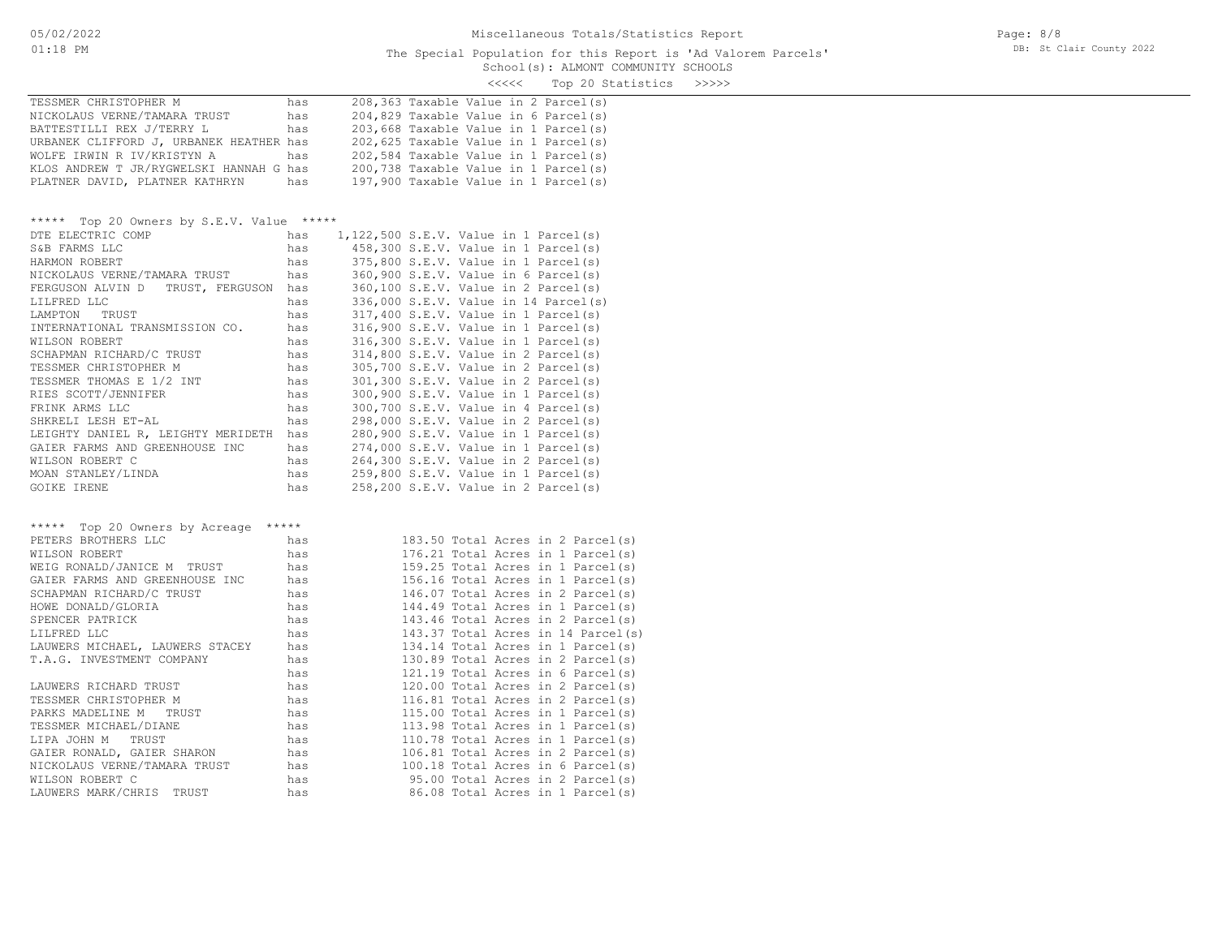Miscellaneous Totals/Statistics Report

The Special Population for this Report is 'Ad Valorem Parcels'

School(s): ALMONT COMMUNITY SCHOOLS

<<<<< Top 20 Statistics >>>>>

| | | |
|---|---|---|
| TESSMER CHRISTOPHER M | has | 208,363 Taxable Value in 2 Parcel(s) |
| NICKOLAUS VERNE/TAMARA TRUST | has | 204,829 Taxable Value in 6 Parcel(s) |
| BATTESTILLI REX J/TERRY L | has | 203,668 Taxable Value in 1 Parcel(s) |
| URBANEK CLIFFORD J, URBANEK HEATHER | has | 202,625 Taxable Value in 1 Parcel(s) |
| WOLFE IRWIN R IV/KRISTYN A | has | 202,584 Taxable Value in 1 Parcel(s) |
| KLOS ANDREW T JR/RYGWELSKI HANNAH G | has | 200,738 Taxable Value in 1 Parcel(s) |
| PLATNER DAVID, PLATNER KATHRYN | has | 197,900 Taxable Value in 1 Parcel(s) |

***** Top 20 Owners by S.E.V. Value *****

| | | |
|---|---|---|
| DTE ELECTRIC COMP | has | 1,122,500 S.E.V. Value in 1 Parcel(s) |
| S&B FARMS LLC | has | 458,300 S.E.V. Value in 1 Parcel(s) |
| HARMON ROBERT | has | 375,800 S.E.V. Value in 1 Parcel(s) |
| NICKOLAUS VERNE/TAMARA TRUST | has | 360,900 S.E.V. Value in 6 Parcel(s) |
| FERGUSON ALVIN D TRUST, FERGUSON | has | 360,100 S.E.V. Value in 2 Parcel(s) |
| LILFRED LLC | has | 336,000 S.E.V. Value in 14 Parcel(s) |
| LAMPTON TRUST | has | 317,400 S.E.V. Value in 1 Parcel(s) |
| INTERNATIONAL TRANSMISSION CO. | has | 316,900 S.E.V. Value in 1 Parcel(s) |
| WILSON ROBERT | has | 316,300 S.E.V. Value in 1 Parcel(s) |
| SCHAPMAN RICHARD/C TRUST | has | 314,800 S.E.V. Value in 2 Parcel(s) |
| TESSMER CHRISTOPHER M | has | 305,700 S.E.V. Value in 2 Parcel(s) |
| TESSMER THOMAS E 1/2 INT | has | 301,300 S.E.V. Value in 2 Parcel(s) |
| RIES SCOTT/JENNIFER | has | 300,900 S.E.V. Value in 1 Parcel(s) |
| FRINK ARMS LLC | has | 300,700 S.E.V. Value in 4 Parcel(s) |
| SHKRELI LESH ET-AL | has | 298,000 S.E.V. Value in 2 Parcel(s) |
| LEIGHTY DANIEL R, LEIGHTY MERIDETH | has | 280,900 S.E.V. Value in 1 Parcel(s) |
| GAIER FARMS AND GREENHOUSE INC | has | 274,000 S.E.V. Value in 1 Parcel(s) |
| WILSON ROBERT C | has | 264,300 S.E.V. Value in 2 Parcel(s) |
| MOAN STANLEY/LINDA | has | 259,800 S.E.V. Value in 1 Parcel(s) |
| GOIKE IRENE | has | 258,200 S.E.V. Value in 2 Parcel(s) |

***** Top 20 Owners by Acreage *****

| | | |
|---|---|---|
| PETERS BROTHERS LLC | has | 183.50 Total Acres in 2 Parcel(s) |
| WILSON ROBERT | has | 176.21 Total Acres in 1 Parcel(s) |
| WEIG RONALD/JANICE M TRUST | has | 159.25 Total Acres in 1 Parcel(s) |
| GAIER FARMS AND GREENHOUSE INC | has | 156.16 Total Acres in 1 Parcel(s) |
| SCHAPMAN RICHARD/C TRUST | has | 146.07 Total Acres in 2 Parcel(s) |
| HOWE DONALD/GLORIA | has | 144.49 Total Acres in 1 Parcel(s) |
| SPENCER PATRICK | has | 143.46 Total Acres in 2 Parcel(s) |
| LILFRED LLC | has | 143.37 Total Acres in 14 Parcel(s) |
| LAUWERS MICHAEL, LAUWERS STACEY | has | 134.14 Total Acres in 1 Parcel(s) |
| T.A.G. INVESTMENT COMPANY | has | 130.89 Total Acres in 2 Parcel(s) |
| | has | 121.19 Total Acres in 6 Parcel(s) |
| LAUWERS RICHARD TRUST | has | 120.00 Total Acres in 2 Parcel(s) |
| TESSMER CHRISTOPHER M | has | 116.81 Total Acres in 2 Parcel(s) |
| PARKS MADELINE M TRUST | has | 115.00 Total Acres in 1 Parcel(s) |
| TESSMER MICHAEL/DIANE | has | 113.98 Total Acres in 1 Parcel(s) |
| LIPA JOHN M TRUST | has | 110.78 Total Acres in 1 Parcel(s) |
| GAIER RONALD, GAIER SHARON | has | 106.81 Total Acres in 2 Parcel(s) |
| NICKOLAUS VERNE/TAMARA TRUST | has | 100.18 Total Acres in 6 Parcel(s) |
| WILSON ROBERT C | has | 95.00 Total Acres in 2 Parcel(s) |
| LAUWERS MARK/CHRIS TRUST | has | 86.08 Total Acres in 1 Parcel(s) |